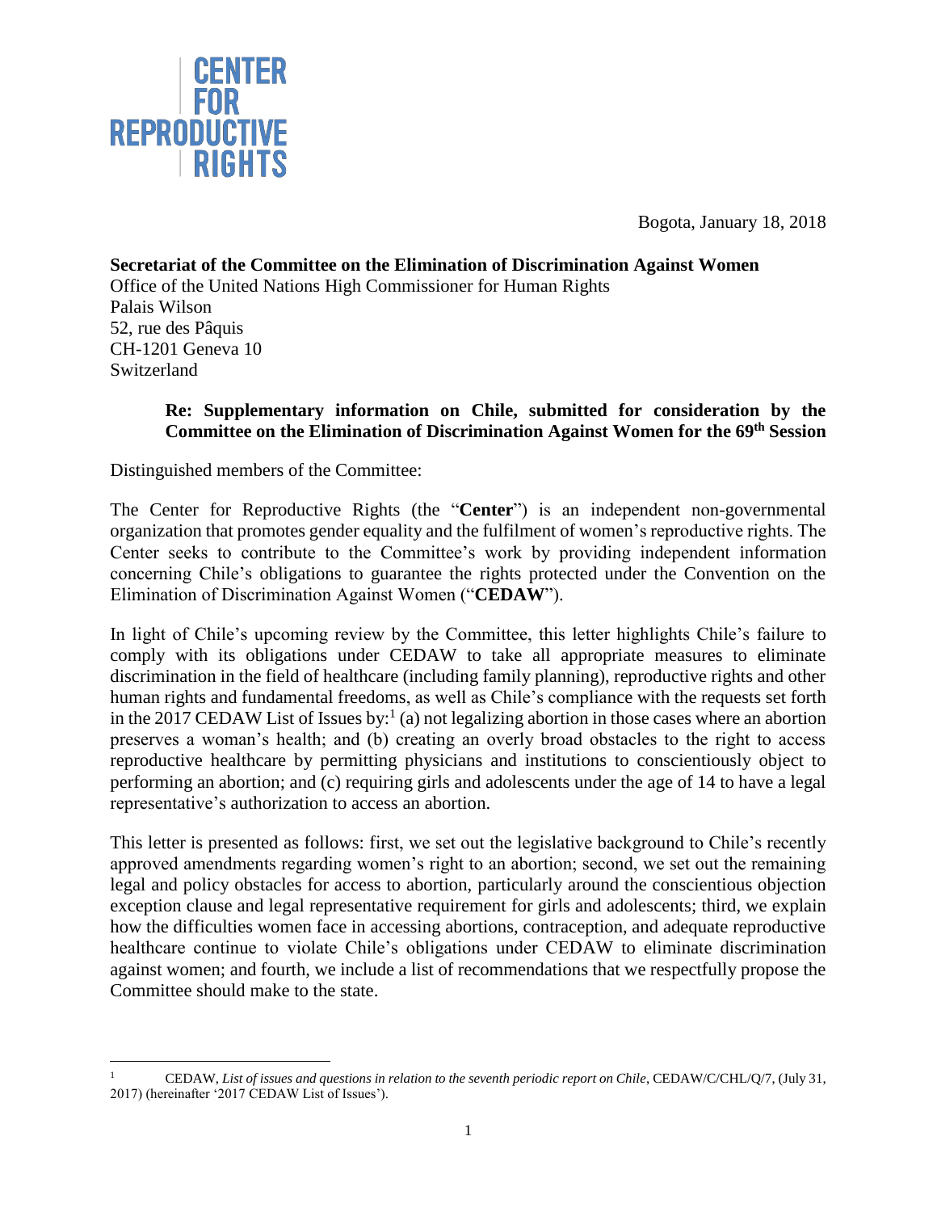CENTER FOR REPRODUCTIVE RIGHTS

Bogota, January 18, 2018

**Secretariat of the Committee on the Elimination of Discrimination Against Women**
Office of the United Nations High Commissioner for Human Rights
Palais Wilson
52, rue des Pâquis
CH-1201 Geneva 10
Switzerland

**Re: Supplementary information on Chile, submitted for consideration by the Committee on the Elimination of Discrimination Against Women for the 69th Session**

Distinguished members of the Committee:

The Center for Reproductive Rights (the "**Center**") is an independent non-governmental organization that promotes gender equality and the fulfilment of women's reproductive rights. The Center seeks to contribute to the Committee's work by providing independent information concerning Chile's obligations to guarantee the rights protected under the Convention on the Elimination of Discrimination Against Women ("**CEDAW**").

In light of Chile's upcoming review by the Committee, this letter highlights Chile's failure to comply with its obligations under CEDAW to take all appropriate measures to eliminate discrimination in the field of healthcare (including family planning), reproductive rights and other human rights and fundamental freedoms, as well as Chile's compliance with the requests set forth in the 2017 CEDAW List of Issues by:[1] (a) not legalizing abortion in those cases where an abortion preserves a woman's health; and (b) creating an overly broad obstacles to the right to access reproductive healthcare by permitting physicians and institutions to conscientiously object to performing an abortion; and (c) requiring girls and adolescents under the age of 14 to have a legal representative's authorization to access an abortion.

This letter is presented as follows: first, we set out the legislative background to Chile's recently approved amendments regarding women's right to an abortion; second, we set out the remaining legal and policy obstacles for access to abortion, particularly around the conscientious objection exception clause and legal representative requirement for girls and adolescents; third, we explain how the difficulties women face in accessing abortions, contraception, and adequate reproductive healthcare continue to violate Chile's obligations under CEDAW to eliminate discrimination against women; and fourth, we include a list of recommendations that we respectfully propose the Committee should make to the state.

[1] CEDAW, *List of issues and questions in relation to the seventh periodic report on Chile*, CEDAW/C/CHL/Q/7, (July 31, 2017) (hereinafter '2017 CEDAW List of Issues').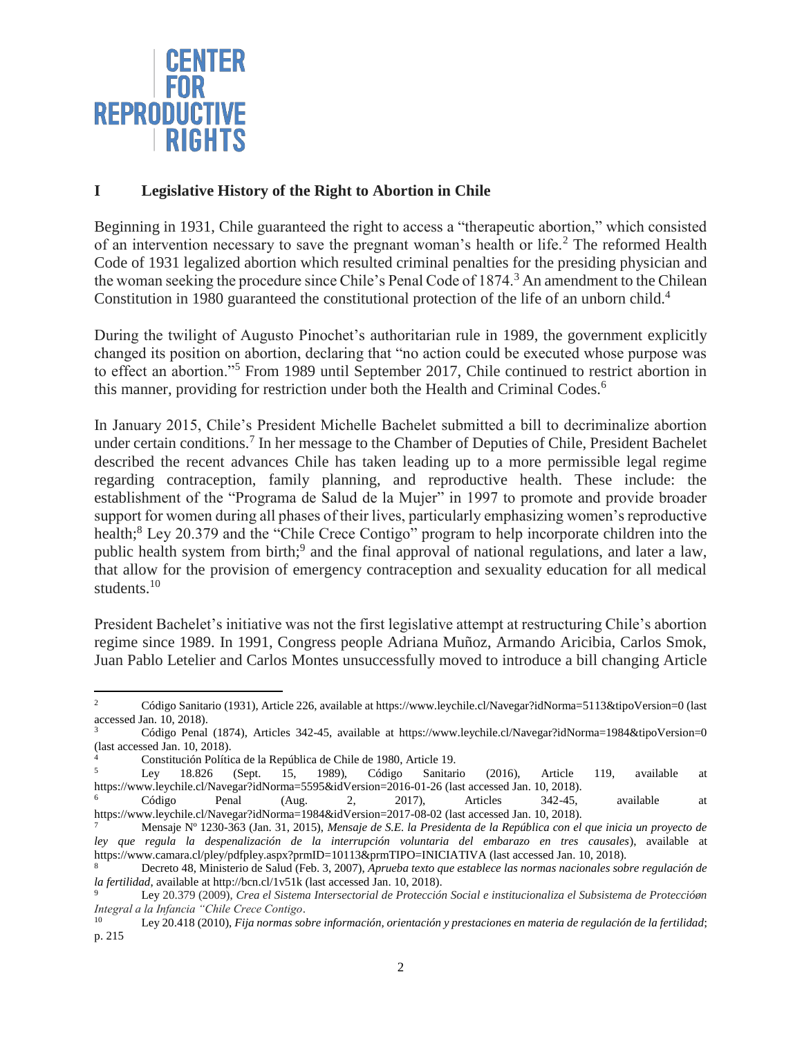CENTER FOR REPRODUCTIVE RIGHTS

## I Legislative History of the Right to Abortion in Chile

Beginning in 1931, Chile guaranteed the right to access a "therapeutic abortion," which consisted of an intervention necessary to save the pregnant woman's health or life.[2] The reformed Health Code of 1931 legalized abortion which resulted criminal penalties for the presiding physician and the woman seeking the procedure since Chile's Penal Code of 1874.[3] An amendment to the Chilean Constitution in 1980 guaranteed the constitutional protection of the life of an unborn child.[4]

During the twilight of Augusto Pinochet's authoritarian rule in 1989, the government explicitly changed its position on abortion, declaring that "no action could be executed whose purpose was to effect an abortion."[5] From 1989 until September 2017, Chile continued to restrict abortion in this manner, providing for restriction under both the Health and Criminal Codes.[6]

In January 2015, Chile's President Michelle Bachelet submitted a bill to decriminalize abortion under certain conditions.[7] In her message to the Chamber of Deputies of Chile, President Bachelet described the recent advances Chile has taken leading up to a more permissible legal regime regarding contraception, family planning, and reproductive health. These include: the establishment of the "Programa de Salud de la Mujer" in 1997 to promote and provide broader support for women during all phases of their lives, particularly emphasizing women's reproductive health;[8] Ley 20.379 and the "Chile Crece Contigo" program to help incorporate children into the public health system from birth;[9] and the final approval of national regulations, and later a law, that allow for the provision of emergency contraception and sexuality education for all medical students.[10]

President Bachelet's initiative was not the first legislative attempt at restructuring Chile's abortion regime since 1989. In 1991, Congress people Adriana Muñoz, Armando Aricibia, Carlos Smok, Juan Pablo Letelier and Carlos Montes unsuccessfully moved to introduce a bill changing Article

---

[2] Código Sanitario (1931), Article 226, available at https://www.leychile.cl/Navegar?idNorma=5113&tipoVersion=0 (last accessed Jan. 10, 2018).

[3] Código Penal (1874), Articles 342-45, available at https://www.leychile.cl/Navegar?idNorma=1984&tipoVersion=0 (last accessed Jan. 10, 2018).

[4] Constitución Política de la República de Chile de 1980, Article 19.

[5] Ley 18.826 (Sept. 15, 1989), Código Sanitario (2016), Article 119, available at https://www.leychile.cl/Navegar?idNorma=5595&idVersion=2016-01-26 (last accessed Jan. 10, 2018).

[6] Código Penal (Aug. 2, 2017), Articles 342-45, available at https://www.leychile.cl/Navegar?idNorma=1984&idVersion=2017-08-02 (last accessed Jan. 10, 2018).

[7] Mensaje Nº 1230-363 (Jan. 31, 2015), *Mensaje de S.E. la Presidenta de la República con el que inicia un proyecto de ley que regula la despenalización de la interrupción voluntaria del embarazo en tres causales*), available at https://www.camara.cl/pley/pdfpley.aspx?prmID=10113&prmTIPO=INICIATIVA (last accessed Jan. 10, 2018).

[8] Decreto 48, Ministerio de Salud (Feb. 3, 2007), *Aprueba texto que establece las normas nacionales sobre regulación de la fertilidad*, available at http://bcn.cl/1v51k (last accessed Jan. 10, 2018).

[9] Ley 20.379 (2009), *Crea el Sistema Intersectorial de Protección Social e institucionaliza el Subsistema de Proteccióøn Integral a la Infancia "Chile Crece Contigo*.

[10] Ley 20.418 (2010), *Fija normas sobre información, orientación y prestaciones en materia de regulación de la fertilidad*; p. 215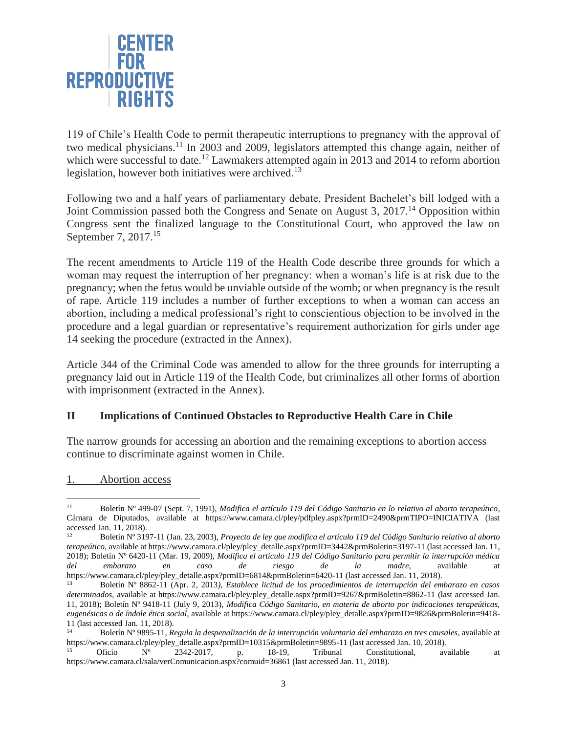119 of Chile's Health Code to permit therapeutic interruptions to pregnancy with the approval of two medical physicians.[11] In 2003 and 2009, legislators attempted this change again, neither of which were successful to date.[12] Lawmakers attempted again in 2013 and 2014 to reform abortion legislation, however both initiatives were archived.[13]

Following two and a half years of parliamentary debate, President Bachelet's bill lodged with a Joint Commission passed both the Congress and Senate on August 3, 2017.[14] Opposition within Congress sent the finalized language to the Constitutional Court, who approved the law on September 7, 2017.[15]

The recent amendments to Article 119 of the Health Code describe three grounds for which a woman may request the interruption of her pregnancy: when a woman's life is at risk due to the pregnancy; when the fetus would be unviable outside of the womb; or when pregnancy is the result of rape. Article 119 includes a number of further exceptions to when a woman can access an abortion, including a medical professional's right to conscientious objection to be involved in the procedure and a legal guardian or representative's requirement authorization for girls under age 14 seeking the procedure (extracted in the Annex).

Article 344 of the Criminal Code was amended to allow for the three grounds for interrupting a pregnancy laid out in Article 119 of the Health Code, but criminalizes all other forms of abortion with imprisonment (extracted in the Annex).

## II Implications of Continued Obstacles to Reproductive Health Care in Chile

The narrow grounds for accessing an abortion and the remaining exceptions to abortion access continue to discriminate against women in Chile.

### 1. Abortion access

---

[11] Boletín Nº 499-07 (Sept. 7, 1991), *Modifica el artículo 119 del Código Sanitario en lo relativo al aborto terapeútico*, Cámara de Diputados, available at https://www.camara.cl/pley/pdfpley.aspx?prmID=2490&prmTIPO=INICIATIVA (last accessed Jan. 11, 2018).

[12] Boletín Nº 3197-11 (Jan. 23, 2003), *Proyecto de ley que modifica el artículo 119 del Código Sanitario relativo al aborto terapeútico*, available at https://www.camara.cl/pley/pley_detalle.aspx?prmID=3442&prmBoletin=3197-11 (last accessed Jan. 11, 2018); Boletín Nº 6420-11 (Mar. 19, 2009), *Modifica el artículo 119 del Código Sanitario para permitir la interrupción médica del embarazo en caso de riesgo de la madre*, available at https://www.camara.cl/pley/pley_detalle.aspx?prmID=6814&prmBoletin=6420-11 (last accessed Jan. 11, 2018).

[13] Boletín Nº 8862-11 (Apr. 2, 2013), *Establece licitud de los procedimientos de interrupción del embarazo en casos determinados*, available at https://www.camara.cl/pley/pley_detalle.aspx?prmID=9267&prmBoletin=8862-11 (last accessed Jan. 11, 2018); Boletín Nº 9418-11 (July 9, 2013), *Modifica Código Sanitario, en materia de aborto por indicaciones terapeúticas, eugenésicas o de índole ética social*, available at https://www.camara.cl/pley/pley_detalle.aspx?prmID=9826&prmBoletin=9418-11 (last accessed Jan. 11, 2018).

[14] Boletín Nº 9895-11, *Regula la despenalización de la interrupción voluntaria del embarazo en tres causales*, available at https://www.camara.cl/pley/pley_detalle.aspx?prmID=10315&prmBoletin=9895-11 (last accessed Jan. 10, 2018).

[15] Oficio Nº 2342-2017, p. 18-19, Tribunal Constitutional, available at https://www.camara.cl/sala/verComunicacion.aspx?comuid=36861 (last accessed Jan. 11, 2018).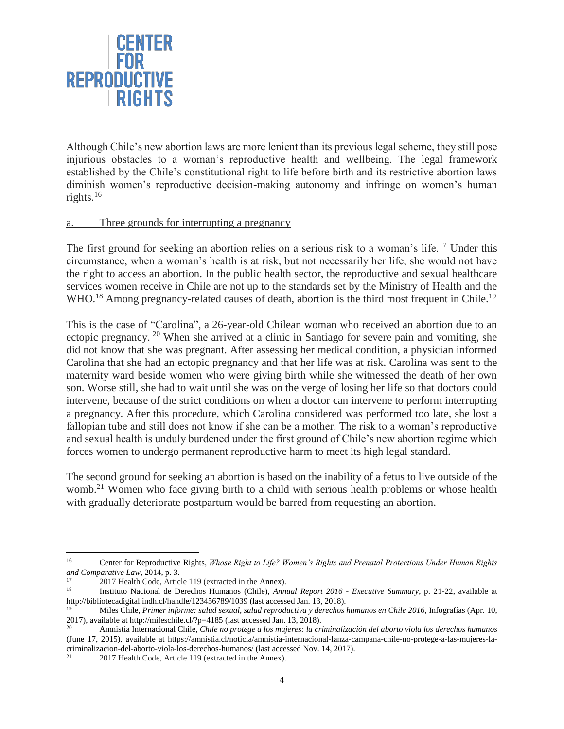Although Chile's new abortion laws are more lenient than its previous legal scheme, they still pose injurious obstacles to a woman's reproductive health and wellbeing. The legal framework established by the Chile's constitutional right to life before birth and its restrictive abortion laws diminish women's reproductive decision-making autonomy and infringe on women's human rights.[16]

a. Three grounds for interrupting a pregnancy

The first ground for seeking an abortion relies on a serious risk to a woman's life.[17] Under this circumstance, when a woman's health is at risk, but not necessarily her life, she would not have the right to access an abortion. In the public health sector, the reproductive and sexual healthcare services women receive in Chile are not up to the standards set by the Ministry of Health and the WHO.[18] Among pregnancy-related causes of death, abortion is the third most frequent in Chile.[19]

This is the case of "Carolina", a 26-year-old Chilean woman who received an abortion due to an ectopic pregnancy.[20] When she arrived at a clinic in Santiago for severe pain and vomiting, she did not know that she was pregnant. After assessing her medical condition, a physician informed Carolina that she had an ectopic pregnancy and that her life was at risk. Carolina was sent to the maternity ward beside women who were giving birth while she witnessed the death of her own son. Worse still, she had to wait until she was on the verge of losing her life so that doctors could intervene, because of the strict conditions on when a doctor can intervene to perform interrupting a pregnancy. After this procedure, which Carolina considered was performed too late, she lost a fallopian tube and still does not know if she can be a mother. The risk to a woman's reproductive and sexual health is unduly burdened under the first ground of Chile's new abortion regime which forces women to undergo permanent reproductive harm to meet its high legal standard.

The second ground for seeking an abortion is based on the inability of a fetus to live outside of the womb.[21] Women who face giving birth to a child with serious health problems or whose health with gradually deteriorate postpartum would be barred from requesting an abortion.

---

[16] Center for Reproductive Rights, *Whose Right to Life? Women's Rights and Prenatal Protections Under Human Rights and Comparative Law*, 2014, p. 3.

[17] 2017 Health Code, Article 119 (extracted in the Annex).

[18] Instituto Nacional de Derechos Humanos (Chile), *Annual Report 2016 - Executive Summary*, p. 21-22, available at http://bibliotecadigital.indh.cl/handle/123456789/1039 (last accessed Jan. 13, 2018).

[19] Miles Chile, *Primer informe: salud sexual, salud reproductiva y derechos humanos en Chile 2016*, Infografías (Apr. 10, 2017), available at http://mileschile.cl/?p=4185 (last accessed Jan. 13, 2018).

[20] Amnistía Internacional Chile, *Chile no protege a los mujeres: la criminalización del aborto viola los derechos humanos* (June 17, 2015), available at https://amnistia.cl/noticia/amnistia-internacional-lanza-campana-chile-no-protege-a-las-mujeres-la-criminalizacion-del-aborto-viola-los-derechos-humanos/ (last accessed Nov. 14, 2017).

[21] 2017 Health Code, Article 119 (extracted in the Annex).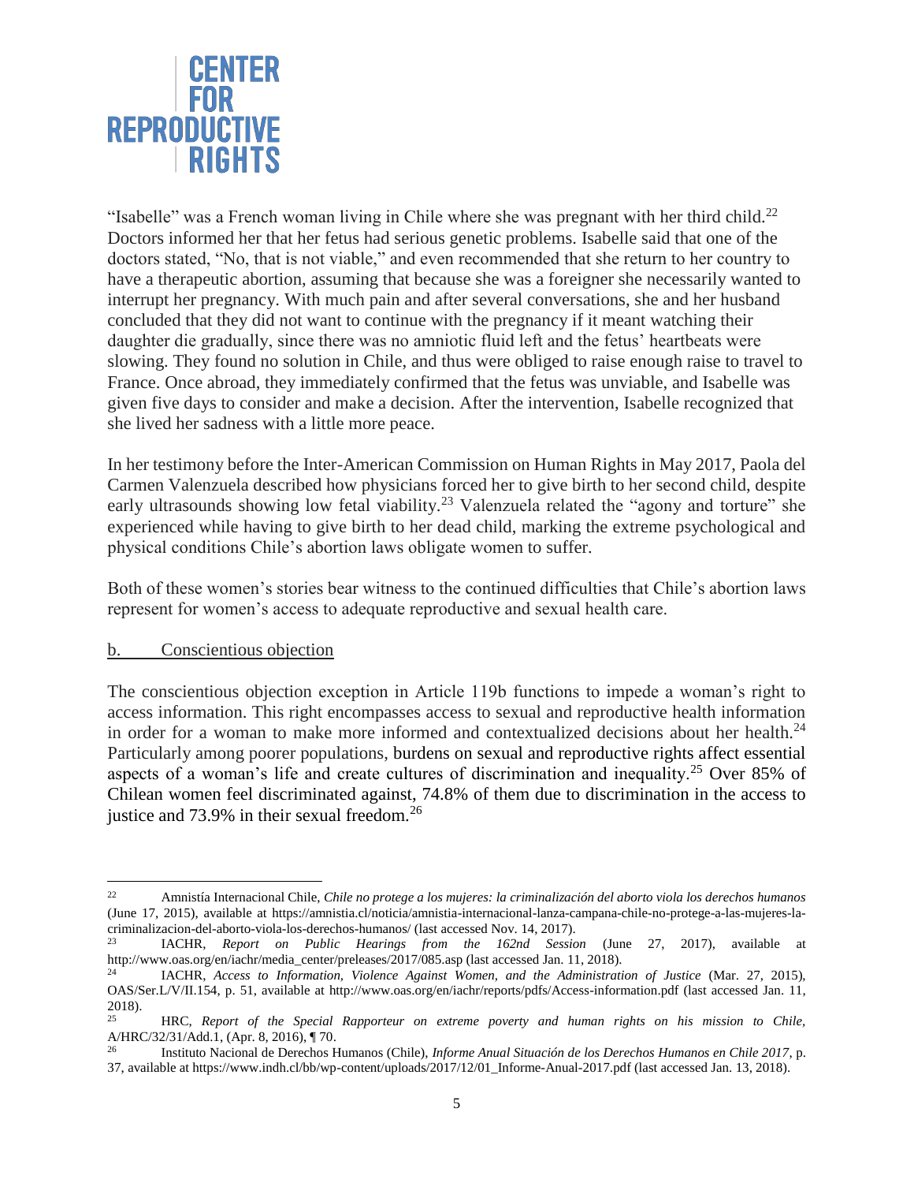"Isabelle" was a French woman living in Chile where she was pregnant with her third child.[22] Doctors informed her that her fetus had serious genetic problems. Isabelle said that one of the doctors stated, "No, that is not viable," and even recommended that she return to her country to have a therapeutic abortion, assuming that because she was a foreigner she necessarily wanted to interrupt her pregnancy. With much pain and after several conversations, she and her husband concluded that they did not want to continue with the pregnancy if it meant watching their daughter die gradually, since there was no amniotic fluid left and the fetus' heartbeats were slowing. They found no solution in Chile, and thus were obliged to raise enough raise to travel to France. Once abroad, they immediately confirmed that the fetus was unviable, and Isabelle was given five days to consider and make a decision. After the intervention, Isabelle recognized that she lived her sadness with a little more peace.

In her testimony before the Inter-American Commission on Human Rights in May 2017, Paola del Carmen Valenzuela described how physicians forced her to give birth to her second child, despite early ultrasounds showing low fetal viability.[23] Valenzuela related the "agony and torture" she experienced while having to give birth to her dead child, marking the extreme psychological and physical conditions Chile's abortion laws obligate women to suffer.

Both of these women's stories bear witness to the continued difficulties that Chile's abortion laws represent for women's access to adequate reproductive and sexual health care.

b. Conscientious objection

The conscientious objection exception in Article 119b functions to impede a woman's right to access information. This right encompasses access to sexual and reproductive health information in order for a woman to make more informed and contextualized decisions about her health.[24] Particularly among poorer populations, burdens on sexual and reproductive rights affect essential aspects of a woman's life and create cultures of discrimination and inequality.[25] Over 85% of Chilean women feel discriminated against, 74.8% of them due to discrimination in the access to justice and 73.9% in their sexual freedom.[26]

---

[22] Amnistía Internacional Chile, *Chile no protege a los mujeres: la criminalización del aborto viola los derechos humanos* (June 17, 2015), available at https://amnistia.cl/noticia/amnistia-internacional-lanza-campana-chile-no-protege-a-las-mujeres-la-criminalizacion-del-aborto-viola-los-derechos-humanos/ (last accessed Nov. 14, 2017).

[23] IACHR, *Report on Public Hearings from the 162nd Session* (June 27, 2017), available at http://www.oas.org/en/iachr/media_center/preleases/2017/085.asp (last accessed Jan. 11, 2018).

[24] IACHR, *Access to Information, Violence Against Women, and the Administration of Justice* (Mar. 27, 2015), OAS/Ser.L/V/II.154, p. 51, available at http://www.oas.org/en/iachr/reports/pdfs/Access-information.pdf (last accessed Jan. 11, 2018).

[25] HRC, *Report of the Special Rapporteur on extreme poverty and human rights on his mission to Chile*, A/HRC/32/31/Add.1, (Apr. 8, 2016), ¶ 70.

[26] Instituto Nacional de Derechos Humanos (Chile), *Informe Anual Situación de los Derechos Humanos en Chile 2017*, p. 37, available at https://www.indh.cl/bb/wp-content/uploads/2017/12/01_Informe-Anual-2017.pdf (last accessed Jan. 13, 2018).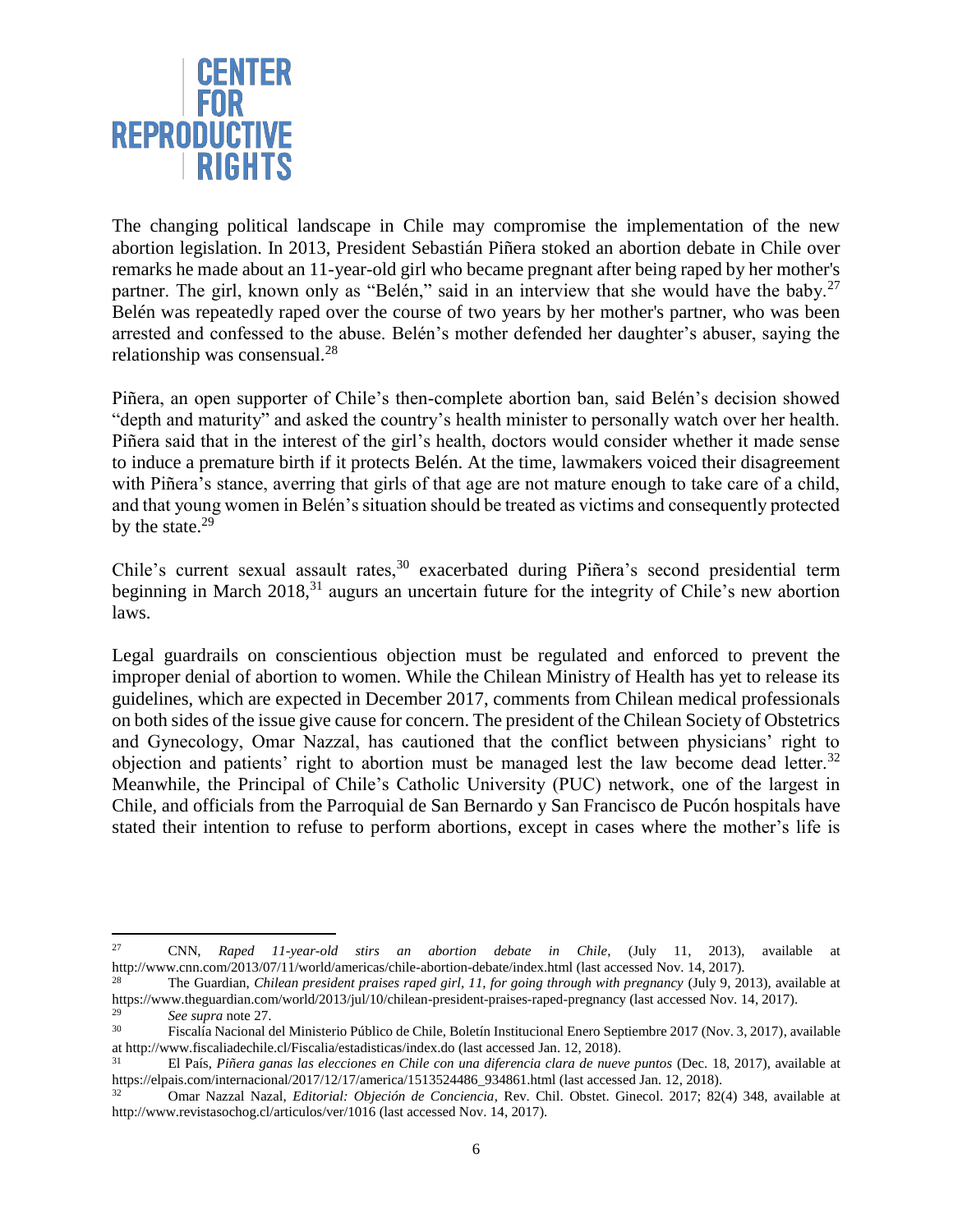The changing political landscape in Chile may compromise the implementation of the new abortion legislation. In 2013, President Sebastián Piñera stoked an abortion debate in Chile over remarks he made about an 11-year-old girl who became pregnant after being raped by her mother's partner. The girl, known only as "Belén," said in an interview that she would have the baby.[27] Belén was repeatedly raped over the course of two years by her mother's partner, who was been arrested and confessed to the abuse. Belén's mother defended her daughter's abuser, saying the relationship was consensual.[28]

Piñera, an open supporter of Chile's then-complete abortion ban, said Belén's decision showed "depth and maturity" and asked the country's health minister to personally watch over her health. Piñera said that in the interest of the girl's health, doctors would consider whether it made sense to induce a premature birth if it protects Belén. At the time, lawmakers voiced their disagreement with Piñera's stance, averring that girls of that age are not mature enough to take care of a child, and that young women in Belén's situation should be treated as victims and consequently protected by the state.[29]

Chile's current sexual assault rates,[30] exacerbated during Piñera's second presidential term beginning in March 2018,[31] augurs an uncertain future for the integrity of Chile's new abortion laws.

Legal guardrails on conscientious objection must be regulated and enforced to prevent the improper denial of abortion to women. While the Chilean Ministry of Health has yet to release its guidelines, which are expected in December 2017, comments from Chilean medical professionals on both sides of the issue give cause for concern. The president of the Chilean Society of Obstetrics and Gynecology, Omar Nazzal, has cautioned that the conflict between physicians' right to objection and patients' right to abortion must be managed lest the law become dead letter.[32] Meanwhile, the Principal of Chile's Catholic University (PUC) network, one of the largest in Chile, and officials from the Parroquial de San Bernardo y San Francisco de Pucón hospitals have stated their intention to refuse to perform abortions, except in cases where the mother's life is

---

[27] CNN, *Raped 11-year-old stirs an abortion debate in Chile*, (July 11, 2013), available at http://www.cnn.com/2013/07/11/world/americas/chile-abortion-debate/index.html (last accessed Nov. 14, 2017).

[28] The Guardian, *Chilean president praises raped girl, 11, for going through with pregnancy* (July 9, 2013), available at https://www.theguardian.com/world/2013/jul/10/chilean-president-praises-raped-pregnancy (last accessed Nov. 14, 2017).

[29] *See supra* note 27.

[30] Fiscalía Nacional del Ministerio Público de Chile, Boletín Institucional Enero Septiembre 2017 (Nov. 3, 2017), available at http://www.fiscaliadechile.cl/Fiscalia/estadisticas/index.do (last accessed Jan. 12, 2018).

[31] El País, *Piñera ganas las elecciones en Chile con una diferencia clara de nueve puntos* (Dec. 18, 2017), available at https://elpais.com/internacional/2017/12/17/america/1513524486_934861.html (last accessed Jan. 12, 2018).

[32] Omar Nazzal Nazal, *Editorial: Objeción de Conciencia*, Rev. Chil. Obstet. Ginecol. 2017; 82(4) 348, available at http://www.revistasochog.cl/articulos/ver/1016 (last accessed Nov. 14, 2017).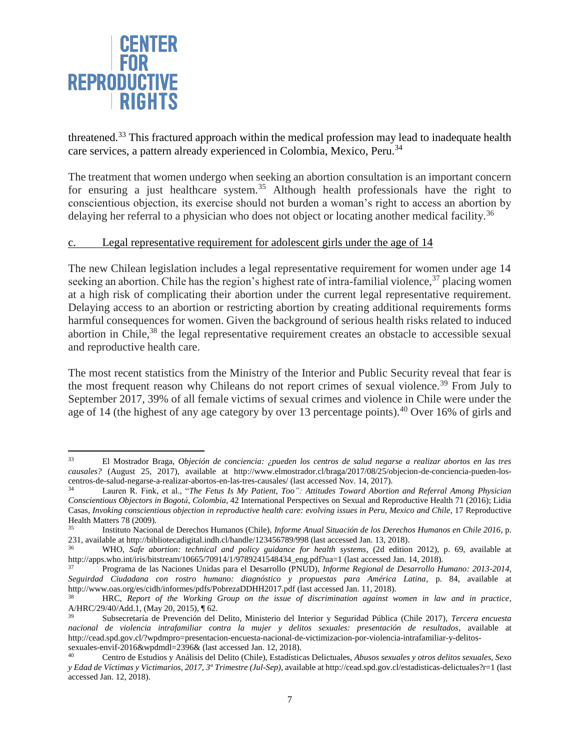threatened.[33] This fractured approach within the medical profession may lead to inadequate health care services, a pattern already experienced in Colombia, Mexico, Peru.[34]

The treatment that women undergo when seeking an abortion consultation is an important concern for ensuring a just healthcare system.[35] Although health professionals have the right to conscientious objection, its exercise should not burden a woman's right to access an abortion by delaying her referral to a physician who does not object or locating another medical facility.[36]

c. <u>Legal representative requirement for adolescent girls under the age of 14</u>

The new Chilean legislation includes a legal representative requirement for women under age 14 seeking an abortion. Chile has the region's highest rate of intra-familial violence,[37] placing women at a high risk of complicating their abortion under the current legal representative requirement. Delaying access to an abortion or restricting abortion by creating additional requirements forms harmful consequences for women. Given the background of serious health risks related to induced abortion in Chile,[38] the legal representative requirement creates an obstacle to accessible sexual and reproductive health care.

The most recent statistics from the Ministry of the Interior and Public Security reveal that fear is the most frequent reason why Chileans do not report crimes of sexual violence.[39] From July to September 2017, 39% of all female victims of sexual crimes and violence in Chile were under the age of 14 (the highest of any age category by over 13 percentage points).[40] Over 16% of girls and

---

[33] El Mostrador Braga, *Objeción de conciencia: ¿pueden los centros de salud negarse a realizar abortos en las tres causales?* (August 25, 2017), available at http://www.elmostrador.cl/braga/2017/08/25/objecion-de-conciencia-pueden-los-centros-de-salud-negarse-a-realizar-abortos-en-las-tres-causales/ (last accessed Nov. 14, 2017).

[34] Lauren R. Fink, et al., "*The Fetus Is My Patient, Too": Attitudes Toward Abortion and Referral Among Physician Conscientious Objectors in Bogotá, Colombia*, 42 International Perspectives on Sexual and Reproductive Health 71 (2016); Lidia Casas, *Invoking conscientious objection in reproductive health care: evolving issues in Peru, Mexico and Chile*, 17 Reproductive Health Matters 78 (2009).

[35] Instituto Nacional de Derechos Humanos (Chile), *Informe Anual Situación de los Derechos Humanos en Chile 2016*, p. 231, available at http://bibliotecadigital.indh.cl/handle/123456789/998 (last accessed Jan. 13, 2018).

[36] WHO, *Safe abortion: technical and policy guidance for health systems*, (2d edition 2012), p. 69, available at http://apps.who.int/iris/bitstream/10665/70914/1/9789241548434_eng.pdf?ua=1 (last accessed Jan. 14, 2018).

[37] Programa de las Naciones Unidas para el Desarrollo (PNUD), *Informe Regional de Desarrollo Humano: 2013-2014, Seguirdad Ciudadana con rostro humano: diagnóstico y propuestas para América Latina*, p. 84, available at http://www.oas.org/es/cidh/informes/pdfs/PobrezaDDHH2017.pdf (last accessed Jan. 11, 2018).

[38] HRC, *Report of the Working Group on the issue of discrimination against women in law and in practice*, A/HRC/29/40/Add.1, (May 20, 2015), ¶ 62.

[39] Subsecretaría de Prevención del Delito, Ministerio del Interior y Seguridad Pública (Chile 2017), *Tercera encuesta nacional de violencia intrafamiliar contra la mujer y delitos sexuales: presentación de resultados*, available at http://cead.spd.gov.cl/?wpdmpro=presentacion-encuesta-nacional-de-victimizacion-por-violencia-intrafamiliar-y-delitos-sexuales-envif-2016&wpdmdl=2396& (last accessed Jan. 12, 2018).

[40] Centro de Estudios y Análisis del Delito (Chile), Estadísticas Delictuales, *Abusos sexuales y otros delitos sexuales, Sexo y Edad de Víctimas y Victimarios, 2017, 3º Trimestre (Jul-Sep)*, available at http://cead.spd.gov.cl/estadisticas-delictuales?r=1 (last accessed Jan. 12, 2018).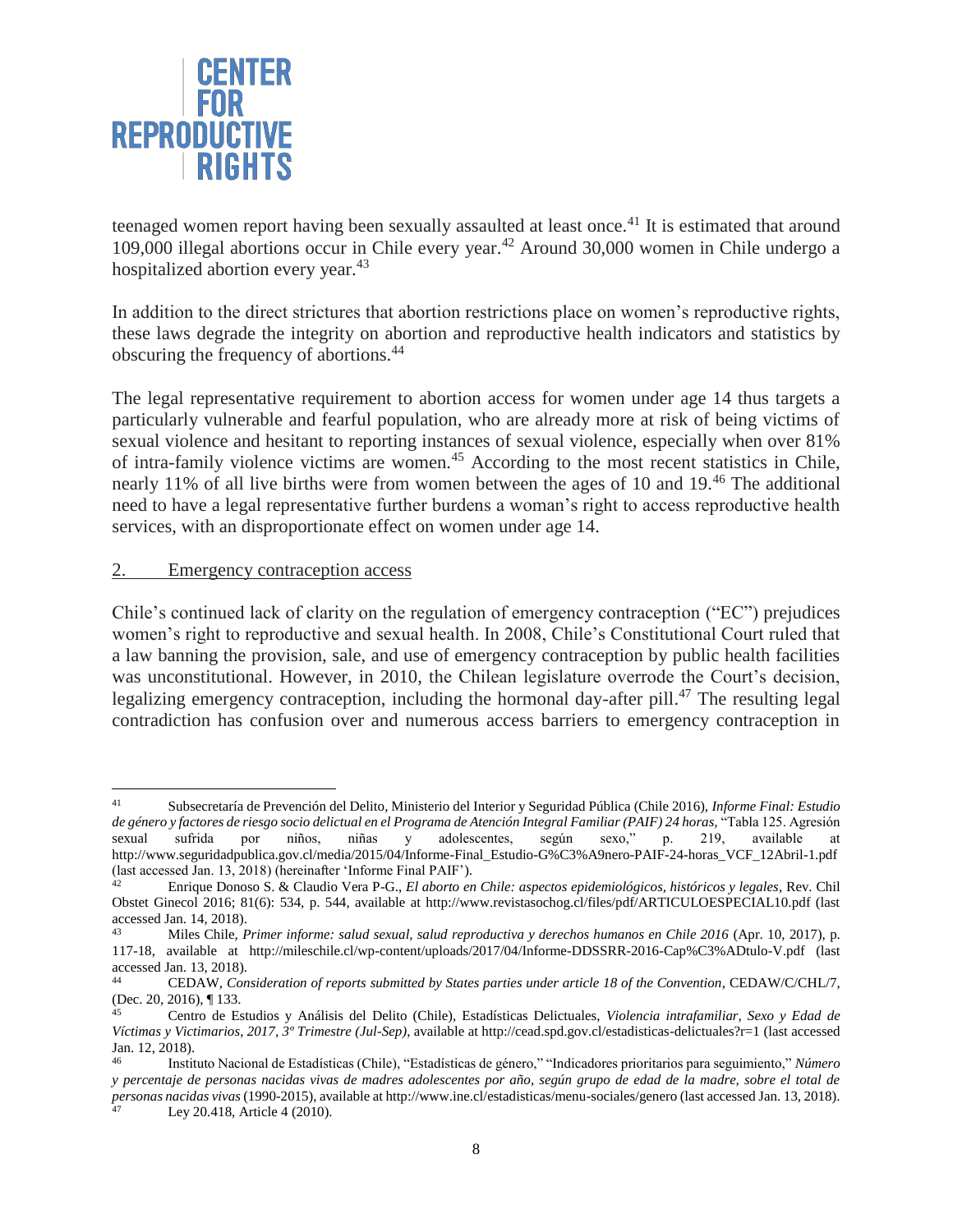teenaged women report having been sexually assaulted at least once.[41] It is estimated that around 109,000 illegal abortions occur in Chile every year.[42] Around 30,000 women in Chile undergo a hospitalized abortion every year.[43]

In addition to the direct strictures that abortion restrictions place on women's reproductive rights, these laws degrade the integrity on abortion and reproductive health indicators and statistics by obscuring the frequency of abortions.[44]

The legal representative requirement to abortion access for women under age 14 thus targets a particularly vulnerable and fearful population, who are already more at risk of being victims of sexual violence and hesitant to reporting instances of sexual violence, especially when over 81% of intra-family violence victims are women.[45] According to the most recent statistics in Chile, nearly 11% of all live births were from women between the ages of 10 and 19.[46] The additional need to have a legal representative further burdens a woman's right to access reproductive health services, with an disproportionate effect on women under age 14.

## 2. Emergency contraception access

Chile's continued lack of clarity on the regulation of emergency contraception ("EC") prejudices women's right to reproductive and sexual health. In 2008, Chile's Constitutional Court ruled that a law banning the provision, sale, and use of emergency contraception by public health facilities was unconstitutional. However, in 2010, the Chilean legislature overrode the Court's decision, legalizing emergency contraception, including the hormonal day-after pill.[47] The resulting legal contradiction has confusion over and numerous access barriers to emergency contraception in

---

[41] Subsecretaría de Prevención del Delito, Ministerio del Interior y Seguridad Pública (Chile 2016), *Informe Final: Estudio de género y factores de riesgo socio delictual en el Programa de Atención Integral Familiar (PAIF) 24 horas*, "Tabla 125. Agresión sexual sufrida por niños, niñas y adolescentes, según sexo," p. 219, available at http://www.seguridadpublica.gov.cl/media/2015/04/Informe-Final_Estudio-G%C3%A9nero-PAIF-24-horas_VCF_12Abril-1.pdf (last accessed Jan. 13, 2018) (hereinafter 'Informe Final PAIF').

[42] Enrique Donoso S. & Claudio Vera P-G., *El aborto en Chile: aspectos epidemiológicos, históricos y legales*, Rev. Chil Obstet Ginecol 2016; 81(6): 534, p. 544, available at http://www.revistasochog.cl/files/pdf/ARTICULOESPECIAL10.pdf (last accessed Jan. 14, 2018).

[43] Miles Chile, *Primer informe: salud sexual, salud reproductiva y derechos humanos en Chile 2016* (Apr. 10, 2017), p. 117-18, available at http://mileschile.cl/wp-content/uploads/2017/04/Informe-DDSSRR-2016-Cap%C3%ADtulo-V.pdf (last accessed Jan. 13, 2018).

[44] CEDAW, *Consideration of reports submitted by States parties under article 18 of the Convention*, CEDAW/C/CHL/7, (Dec. 20, 2016), ¶ 133.

[45] Centro de Estudios y Análisis del Delito (Chile), Estadísticas Delictuales, *Violencia intrafamiliar, Sexo y Edad de Víctimas y Victimarios, 2017, 3º Trimestre (Jul-Sep)*, available at http://cead.spd.gov.cl/estadisticas-delictuales?r=1 (last accessed Jan. 12, 2018).

[46] Instituto Nacional de Estadísticas (Chile), "Estadísticas de género," "Indicadores prioritarios para seguimiento," *Número y percentaje de personas nacidas vivas de madres adolescentes por año, según grupo de edad de la madre, sobre el total de personas nacidas vivas* (1990-2015), available at http://www.ine.cl/estadisticas/menu-sociales/genero (last accessed Jan. 13, 2018).

[47] Ley 20.418, Article 4 (2010).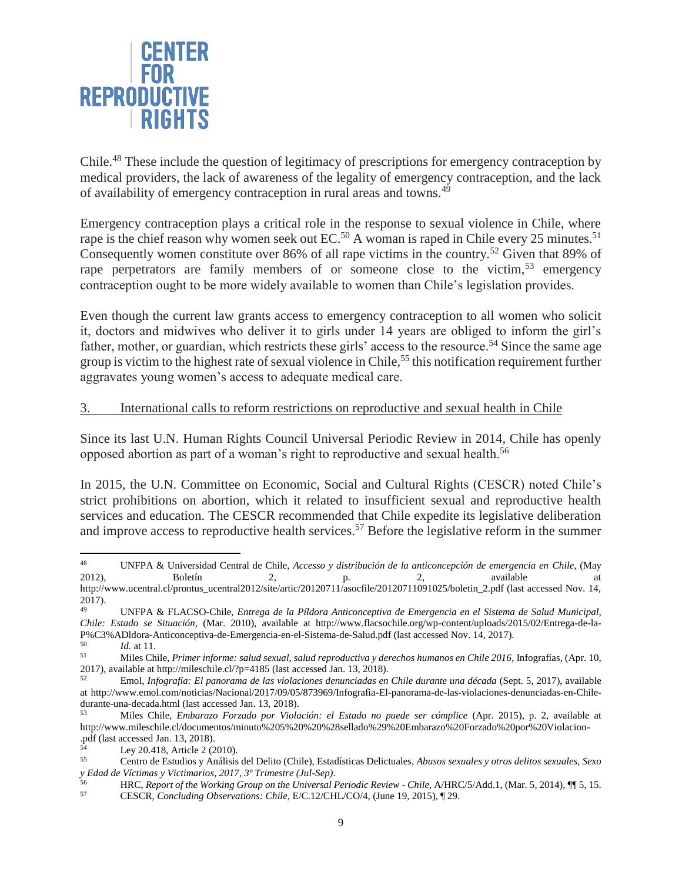Chile.[48] These include the question of legitimacy of prescriptions for emergency contraception by medical providers, the lack of awareness of the legality of emergency contraception, and the lack of availability of emergency contraception in rural areas and towns.[49]

Emergency contraception plays a critical role in the response to sexual violence in Chile, where rape is the chief reason why women seek out EC.[50] A woman is raped in Chile every 25 minutes.[51] Consequently women constitute over 86% of all rape victims in the country.[52] Given that 89% of rape perpetrators are family members of or someone close to the victim,[53] emergency contraception ought to be more widely available to women than Chile's legislation provides.

Even though the current law grants access to emergency contraception to all women who solicit it, doctors and midwives who deliver it to girls under 14 years are obliged to inform the girl's father, mother, or guardian, which restricts these girls' access to the resource.[54] Since the same age group is victim to the highest rate of sexual violence in Chile,[55] this notification requirement further aggravates young women's access to adequate medical care.

### 3. International calls to reform restrictions on reproductive and sexual health in Chile

Since its last U.N. Human Rights Council Universal Periodic Review in 2014, Chile has openly opposed abortion as part of a woman's right to reproductive and sexual health.[56]

In 2015, the U.N. Committee on Economic, Social and Cultural Rights (CESCR) noted Chile's strict prohibitions on abortion, which it related to insufficient sexual and reproductive health services and education. The CESCR recommended that Chile expedite its legislative deliberation and improve access to reproductive health services.[57] Before the legislative reform in the summer

---

[48] UNFPA & Universidad Central de Chile, *Accesso y distribución de la anticoncepción de emergencia en Chile*, (May 2012), Boletín 2, p. 2, available at http://www.ucentral.cl/prontus_ucentral2012/site/artic/20120711/asocfile/20120711091025/boletin_2.pdf (last accessed Nov. 14, 2017).

[49] UNFPA & FLACSO-Chile, *Entrega de la Píldora Anticonceptiva de Emergencia en el Sistema de Salud Municipal, Chile: Estado se Situación*, (Mar. 2010), available at http://www.flacsochile.org/wp-content/uploads/2015/02/Entrega-de-la-P%C3%ADldora-Anticonceptiva-de-Emergencia-en-el-Sistema-de-Salud.pdf (last accessed Nov. 14, 2017).

[50] *Id.* at 11.

[51] Miles Chile, *Primer informe: salud sexual, salud reproductiva y derechos humanos en Chile 2016*, Infografías, (Apr. 10, 2017), available at http://mileschile.cl/?p=4185 (last accessed Jan. 13, 2018).

[52] Emol, *Infografía: El panorama de las violaciones denunciadas en Chile durante una década* (Sept. 5, 2017), available at http://www.emol.com/noticias/Nacional/2017/09/05/873969/Infografia-El-panorama-de-las-violaciones-denunciadas-en-Chile-durante-una-decada.html (last accessed Jan. 13, 2018).

[53] Miles Chile, *Embarazo Forzado por Violación: el Estado no puede ser cómplice* (Apr. 2015), p. 2, available at http://www.mileschile.cl/documentos/minuto%205%20%20%28sellado%29%20Embarazo%20Forzado%20por%20Violacion-.pdf (last accessed Jan. 13, 2018).

[54] Ley 20.418, Article 2 (2010).

[55] Centro de Estudios y Análisis del Delito (Chile), Estadísticas Delictuales, *Abusos sexuales y otros delitos sexuales, Sexo y Edad de Víctimas y Victimarios, 2017, 3º Trimestre (Jul-Sep)*.

[56] HRC, *Report of the Working Group on the Universal Periodic Review - Chile*, A/HRC/5/Add.1, (Mar. 5, 2014), ¶¶ 5, 15.

[57] CESCR, *Concluding Observations: Chile*, E/C.12/CHL/CO/4, (June 19, 2015), ¶ 29.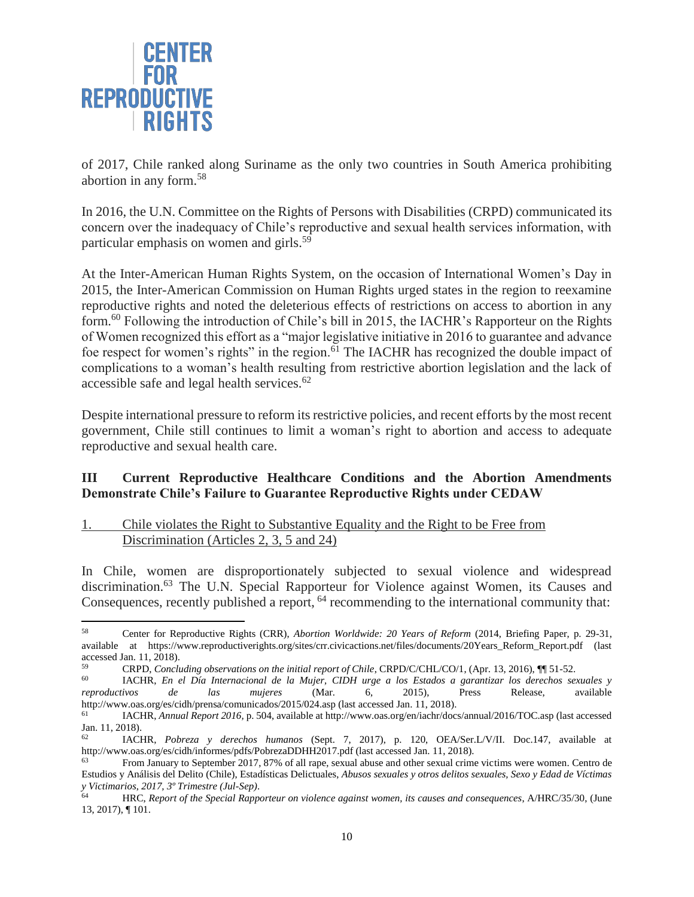of 2017, Chile ranked along Suriname as the only two countries in South America prohibiting abortion in any form.[58]

In 2016, the U.N. Committee on the Rights of Persons with Disabilities (CRPD) communicated its concern over the inadequacy of Chile's reproductive and sexual health services information, with particular emphasis on women and girls.[59]

At the Inter-American Human Rights System, on the occasion of International Women's Day in 2015, the Inter-American Commission on Human Rights urged states in the region to reexamine reproductive rights and noted the deleterious effects of restrictions on access to abortion in any form.[60] Following the introduction of Chile's bill in 2015, the IACHR's Rapporteur on the Rights of Women recognized this effort as a "major legislative initiative in 2016 to guarantee and advance foe respect for women's rights" in the region.[61] The IACHR has recognized the double impact of complications to a woman's health resulting from restrictive abortion legislation and the lack of accessible safe and legal health services.[62]

Despite international pressure to reform its restrictive policies, and recent efforts by the most recent government, Chile still continues to limit a woman's right to abortion and access to adequate reproductive and sexual health care.

## III Current Reproductive Healthcare Conditions and the Abortion Amendments Demonstrate Chile's Failure to Guarantee Reproductive Rights under CEDAW

### 1. Chile violates the Right to Substantive Equality and the Right to be Free from Discrimination (Articles 2, 3, 5 and 24)

In Chile, women are disproportionately subjected to sexual violence and widespread discrimination.[63] The U.N. Special Rapporteur for Violence against Women, its Causes and Consequences, recently published a report, [64] recommending to the international community that:

---

[58] Center for Reproductive Rights (CRR), *Abortion Worldwide: 20 Years of Reform* (2014, Briefing Paper, p. 29-31, available at https://www.reproductiverights.org/sites/crr.civicactions.net/files/documents/20Years_Reform_Report.pdf (last accessed Jan. 11, 2018).

[59] CRPD, *Concluding observations on the initial report of Chile*, CRPD/C/CHL/CO/1, (Apr. 13, 2016), ¶¶ 51-52.

[60] IACHR, *En el Día Internacional de la Mujer, CIDH urge a los Estados a garantizar los derechos sexuales y reproductivos de las mujeres* (Mar. 6, 2015), Press Release, available http://www.oas.org/es/cidh/prensa/comunicados/2015/024.asp (last accessed Jan. 11, 2018).

[61] IACHR, *Annual Report 2016*, p. 504, available at http://www.oas.org/en/iachr/docs/annual/2016/TOC.asp (last accessed Jan. 11, 2018).

[62] IACHR, *Pobreza y derechos humanos* (Sept. 7, 2017), p. 120, OEA/Ser.L/V/II. Doc.147, available at http://www.oas.org/es/cidh/informes/pdfs/PobrezaDDHH2017.pdf (last accessed Jan. 11, 2018).

[63] From January to September 2017, 87% of all rape, sexual abuse and other sexual crime victims were women. Centro de Estudios y Análisis del Delito (Chile), Estadísticas Delictuales, *Abusos sexuales y otros delitos sexuales, Sexo y Edad de Víctimas y Victimarios, 2017, 3º Trimestre (Jul-Sep)*.

[64] HRC, *Report of the Special Rapporteur on violence against women, its causes and consequences*, A/HRC/35/30, (June 13, 2017), ¶ 101.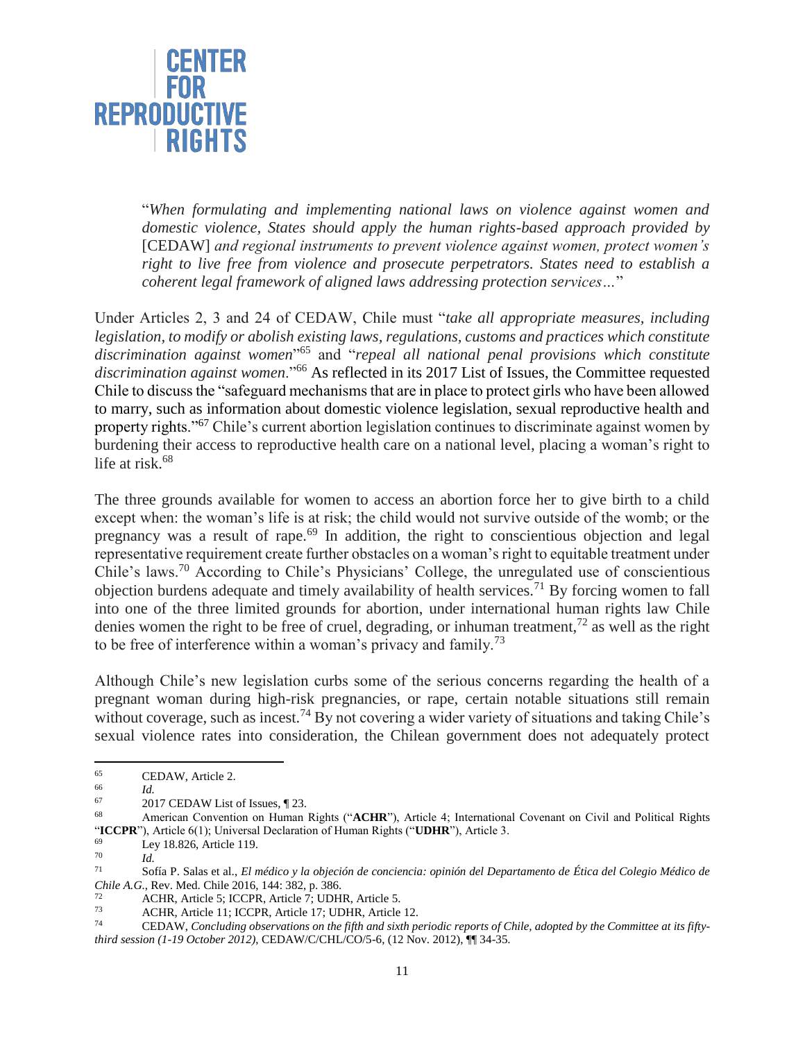"*When formulating and implementing national laws on violence against women and domestic violence, States should apply the human rights-based approach provided by* [CEDAW] *and regional instruments to prevent violence against women, protect women's right to live free from violence and prosecute perpetrators. States need to establish a coherent legal framework of aligned laws addressing protection services…*"

Under Articles 2, 3 and 24 of CEDAW, Chile must "*take all appropriate measures, including legislation, to modify or abolish existing laws, regulations, customs and practices which constitute discrimination against women*"[65] and "*repeal all national penal provisions which constitute discrimination against women.*"[66] As reflected in its 2017 List of Issues, the Committee requested Chile to discuss the "safeguard mechanisms that are in place to protect girls who have been allowed to marry, such as information about domestic violence legislation, sexual reproductive health and property rights."[67] Chile's current abortion legislation continues to discriminate against women by burdening their access to reproductive health care on a national level, placing a woman's right to life at risk.[68]

The three grounds available for women to access an abortion force her to give birth to a child except when: the woman's life is at risk; the child would not survive outside of the womb; or the pregnancy was a result of rape.[69] In addition, the right to conscientious objection and legal representative requirement create further obstacles on a woman's right to equitable treatment under Chile's laws.[70] According to Chile's Physicians' College, the unregulated use of conscientious objection burdens adequate and timely availability of health services.[71] By forcing women to fall into one of the three limited grounds for abortion, under international human rights law Chile denies women the right to be free of cruel, degrading, or inhuman treatment,[72] as well as the right to be free of interference within a woman's privacy and family.[73]

Although Chile's new legislation curbs some of the serious concerns regarding the health of a pregnant woman during high-risk pregnancies, or rape, certain notable situations still remain without coverage, such as incest.[74] By not covering a wider variety of situations and taking Chile's sexual violence rates into consideration, the Chilean government does not adequately protect

---

[65] CEDAW, Article 2.

[66] *Id.*

[67] 2017 CEDAW List of Issues, ¶ 23.

[68] American Convention on Human Rights ("**ACHR**"), Article 4; International Covenant on Civil and Political Rights "**ICCPR**"), Article 6(1); Universal Declaration of Human Rights ("**UDHR**"), Article 3.

[69] Ley 18.826, Article 119.

[70] *Id.*

[71] Sofía P. Salas et al., *El médico y la objeción de conciencia: opinión del Departamento de Ética del Colegio Médico de Chile A.G.*, Rev. Med. Chile 2016, 144: 382, p. 386.

[72] ACHR, Article 5; ICCPR, Article 7; UDHR, Article 5.

[73] ACHR, Article 11; ICCPR, Article 17; UDHR, Article 12.

[74] CEDAW, *Concluding observations on the fifth and sixth periodic reports of Chile, adopted by the Committee at its fifty-third session (1-19 October 2012)*, CEDAW/C/CHL/CO/5-6, (12 Nov. 2012), ¶¶ 34-35.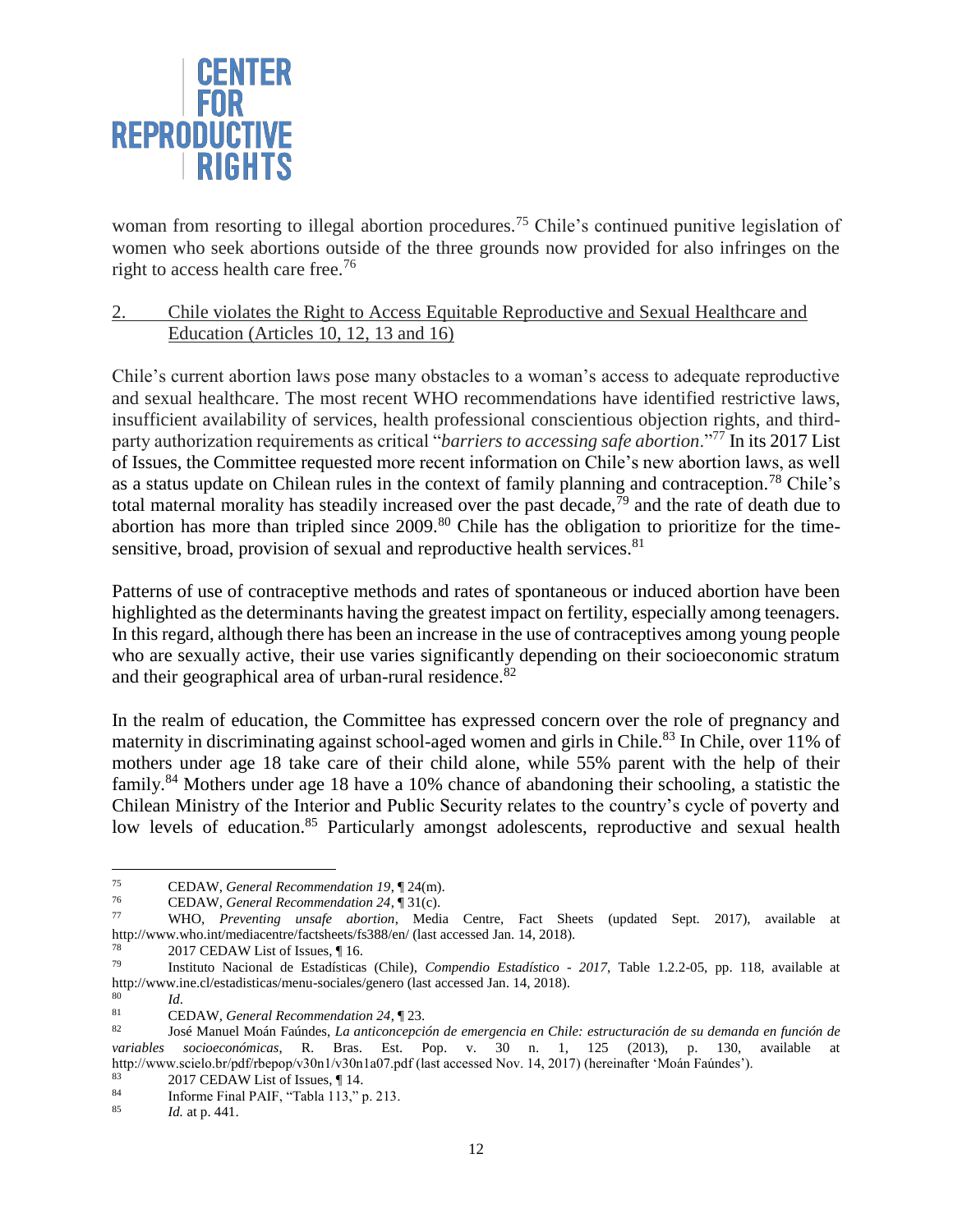woman from resorting to illegal abortion procedures.[75] Chile's continued punitive legislation of women who seek abortions outside of the three grounds now provided for also infringes on the right to access health care free.[76]

2. Chile violates the Right to Access Equitable Reproductive and Sexual Healthcare and Education (Articles 10, 12, 13 and 16)

Chile's current abortion laws pose many obstacles to a woman's access to adequate reproductive and sexual healthcare. The most recent WHO recommendations have identified restrictive laws, insufficient availability of services, health professional conscientious objection rights, and third-party authorization requirements as critical "*barriers to accessing safe abortion*."[77] In its 2017 List of Issues, the Committee requested more recent information on Chile's new abortion laws, as well as a status update on Chilean rules in the context of family planning and contraception.[78] Chile's total maternal morality has steadily increased over the past decade,[79] and the rate of death due to abortion has more than tripled since 2009.[80] Chile has the obligation to prioritize for the time-sensitive, broad, provision of sexual and reproductive health services.[81]

Patterns of use of contraceptive methods and rates of spontaneous or induced abortion have been highlighted as the determinants having the greatest impact on fertility, especially among teenagers. In this regard, although there has been an increase in the use of contraceptives among young people who are sexually active, their use varies significantly depending on their socioeconomic stratum and their geographical area of urban-rural residence.[82]

In the realm of education, the Committee has expressed concern over the role of pregnancy and maternity in discriminating against school-aged women and girls in Chile.[83] In Chile, over 11% of mothers under age 18 take care of their child alone, while 55% parent with the help of their family.[84] Mothers under age 18 have a 10% chance of abandoning their schooling, a statistic the Chilean Ministry of the Interior and Public Security relates to the country's cycle of poverty and low levels of education.[85] Particularly amongst adolescents, reproductive and sexual health

---

[75] CEDAW, *General Recommendation 19*, ¶ 24(m).

[76] CEDAW, *General Recommendation 24*, ¶ 31(c).

[77] WHO, *Preventing unsafe abortion*, Media Centre, Fact Sheets (updated Sept. 2017), available at http://www.who.int/mediacentre/factsheets/fs388/en/ (last accessed Jan. 14, 2018).

[78] 2017 CEDAW List of Issues, ¶ 16.

[79] Instituto Nacional de Estadísticas (Chile), *Compendio Estadístico - 2017*, Table 1.2.2-05, pp. 118, available at http://www.ine.cl/estadisticas/menu-sociales/genero (last accessed Jan. 14, 2018).

[80] *Id*.

[81] CEDAW, *General Recommendation 24*, ¶ 23.

[82] José Manuel Moán Faúndes, *La anticoncepción de emergencia en Chile: estructuración de su demanda en función de variables socioeconómicas*, R. Bras. Est. Pop. v. 30 n. 1, 125 (2013), p. 130, available at http://www.scielo.br/pdf/rbepop/v30n1/v30n1a07.pdf (last accessed Nov. 14, 2017) (hereinafter 'Moán Faúndes').

[83] 2017 CEDAW List of Issues, ¶ 14.

[84] Informe Final PAIF, "Tabla 113," p. 213.

[85] *Id.* at p. 441.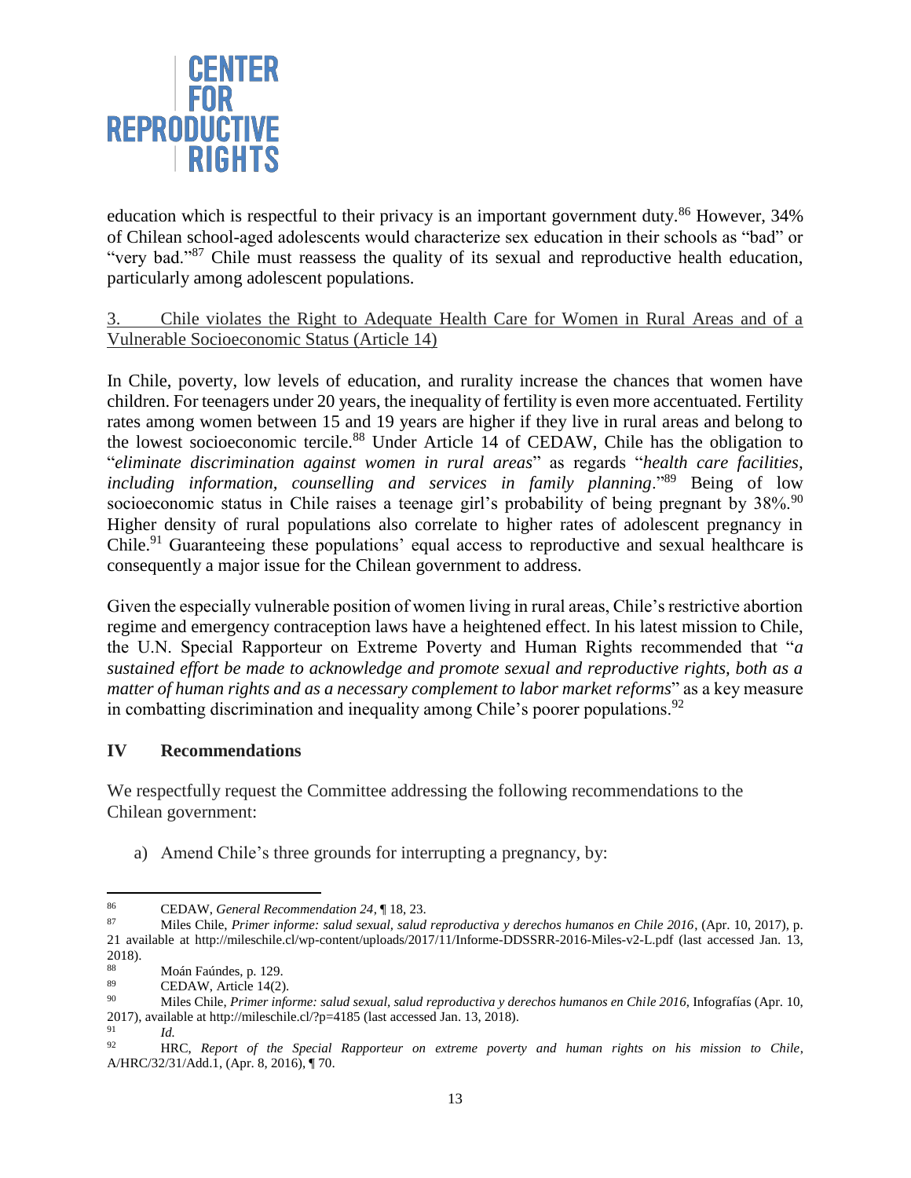education which is respectful to their privacy is an important government duty.[86] However, 34% of Chilean school-aged adolescents would characterize sex education in their schools as "bad" or "very bad."[87] Chile must reassess the quality of its sexual and reproductive health education, particularly among adolescent populations.

<u>3. Chile violates the Right to Adequate Health Care for Women in Rural Areas and of a Vulnerable Socioeconomic Status (Article 14)</u>

In Chile, poverty, low levels of education, and rurality increase the chances that women have children. For teenagers under 20 years, the inequality of fertility is even more accentuated. Fertility rates among women between 15 and 19 years are higher if they live in rural areas and belong to the lowest socioeconomic tercile.[88] Under Article 14 of CEDAW, Chile has the obligation to "*eliminate discrimination against women in rural areas*" as regards "*health care facilities, including information, counselling and services in family planning*."[89] Being of low socioeconomic status in Chile raises a teenage girl's probability of being pregnant by 38%.[90] Higher density of rural populations also correlate to higher rates of adolescent pregnancy in Chile.[91] Guaranteeing these populations' equal access to reproductive and sexual healthcare is consequently a major issue for the Chilean government to address.

Given the especially vulnerable position of women living in rural areas, Chile's restrictive abortion regime and emergency contraception laws have a heightened effect. In his latest mission to Chile, the U.N. Special Rapporteur on Extreme Poverty and Human Rights recommended that "*a sustained effort be made to acknowledge and promote sexual and reproductive rights, both as a matter of human rights and as a necessary complement to labor market reforms*" as a key measure in combatting discrimination and inequality among Chile's poorer populations.[92]

## IV Recommendations

We respectfully request the Committee addressing the following recommendations to the Chilean government:

a) Amend Chile's three grounds for interrupting a pregnancy, by:

---

[86] CEDAW, *General Recommendation 24*, ¶ 18, 23.

[87] Miles Chile, *Primer informe: salud sexual, salud reproductiva y derechos humanos en Chile 2016*, (Apr. 10, 2017), p. 21 available at http://mileschile.cl/wp-content/uploads/2017/11/Informe-DDSSRR-2016-Miles-v2-L.pdf (last accessed Jan. 13, 2018).

[88] Moán Faúndes, p. 129.

[89] CEDAW, Article 14(2).

[90] Miles Chile, *Primer informe: salud sexual, salud reproductiva y derechos humanos en Chile 2016*, Infografías (Apr. 10, 2017), available at http://mileschile.cl/?p=4185 (last accessed Jan. 13, 2018).

[91] *Id.*

[92] HRC, *Report of the Special Rapporteur on extreme poverty and human rights on his mission to Chile*, A/HRC/32/31/Add.1, (Apr. 8, 2016), ¶ 70.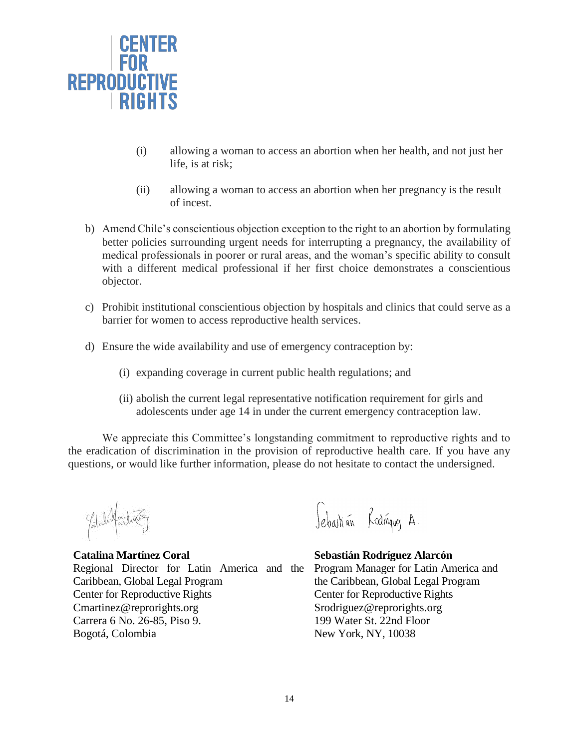(i) allowing a woman to access an abortion when her health, and not just her life, is at risk;

   (ii) allowing a woman to access an abortion when her pregnancy is the result of incest.

b) Amend Chile's conscientious objection exception to the right to an abortion by formulating better policies surrounding urgent needs for interrupting a pregnancy, the availability of medical professionals in poorer or rural areas, and the woman's specific ability to consult with a different medical professional if her first choice demonstrates a conscientious objector.

c) Prohibit institutional conscientious objection by hospitals and clinics that could serve as a barrier for women to access reproductive health services.

d) Ensure the wide availability and use of emergency contraception by:

   (i) expanding coverage in current public health regulations; and

   (ii) abolish the current legal representative notification requirement for girls and adolescents under age 14 in under the current emergency contraception law.

We appreciate this Committee's longstanding commitment to reproductive rights and to the eradication of discrimination in the provision of reproductive health care. If you have any questions, or would like further information, please do not hesitate to contact the undersigned.

**Catalina Martínez Coral**
Regional Director for Latin America and the Caribbean, Global Legal Program
Center for Reproductive Rights
Cmartinez@reprorights.org
Carrera 6 No. 26-85, Piso 9.
Bogotá, Colombia

**Sebastián Rodríguez Alarcón**
Program Manager for Latin America and the Caribbean, Global Legal Program
Center for Reproductive Rights
Srodriguez@reprorights.org
199 Water St. 22nd Floor
New York, NY, 10038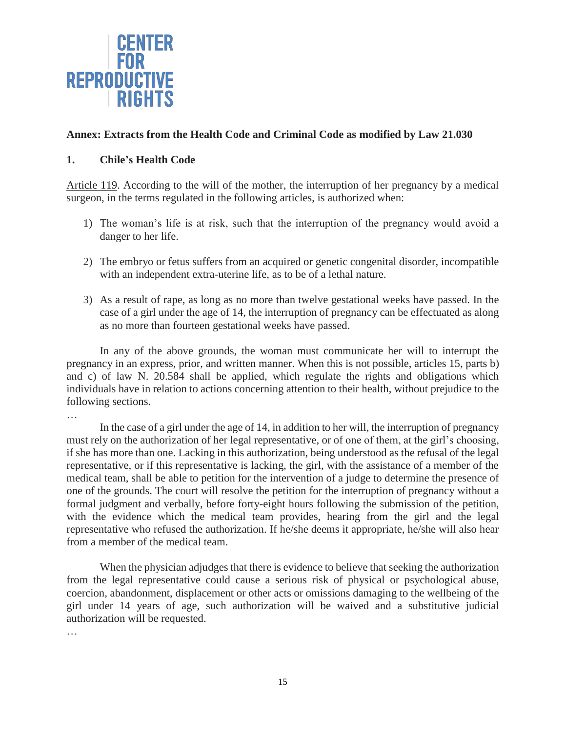# CENTER FOR REPRODUCTIVE RIGHTS

**Annex: Extracts from the Health Code and Criminal Code as modified by Law 21.030**

## 1. Chile's Health Code

Article 119. According to the will of the mother, the interruption of her pregnancy by a medical surgeon, in the terms regulated in the following articles, is authorized when:

1) The woman's life is at risk, such that the interruption of the pregnancy would avoid a danger to her life.

2) The embryo or fetus suffers from an acquired or genetic congenital disorder, incompatible with an independent extra-uterine life, as to be of a lethal nature.

3) As a result of rape, as long as no more than twelve gestational weeks have passed. In the case of a girl under the age of 14, the interruption of pregnancy can be effectuated as along as no more than fourteen gestational weeks have passed.

In any of the above grounds, the woman must communicate her will to interrupt the pregnancy in an express, prior, and written manner. When this is not possible, articles 15, parts b) and c) of law N. 20.584 shall be applied, which regulate the rights and obligations which individuals have in relation to actions concerning attention to their health, without prejudice to the following sections.

…

In the case of a girl under the age of 14, in addition to her will, the interruption of pregnancy must rely on the authorization of her legal representative, or of one of them, at the girl's choosing, if she has more than one. Lacking in this authorization, being understood as the refusal of the legal representative, or if this representative is lacking, the girl, with the assistance of a member of the medical team, shall be able to petition for the intervention of a judge to determine the presence of one of the grounds. The court will resolve the petition for the interruption of pregnancy without a formal judgment and verbally, before forty-eight hours following the submission of the petition, with the evidence which the medical team provides, hearing from the girl and the legal representative who refused the authorization. If he/she deems it appropriate, he/she will also hear from a member of the medical team.

When the physician adjudges that there is evidence to believe that seeking the authorization from the legal representative could cause a serious risk of physical or psychological abuse, coercion, abandonment, displacement or other acts or omissions damaging to the wellbeing of the girl under 14 years of age, such authorization will be waived and a substitutive judicial authorization will be requested.

…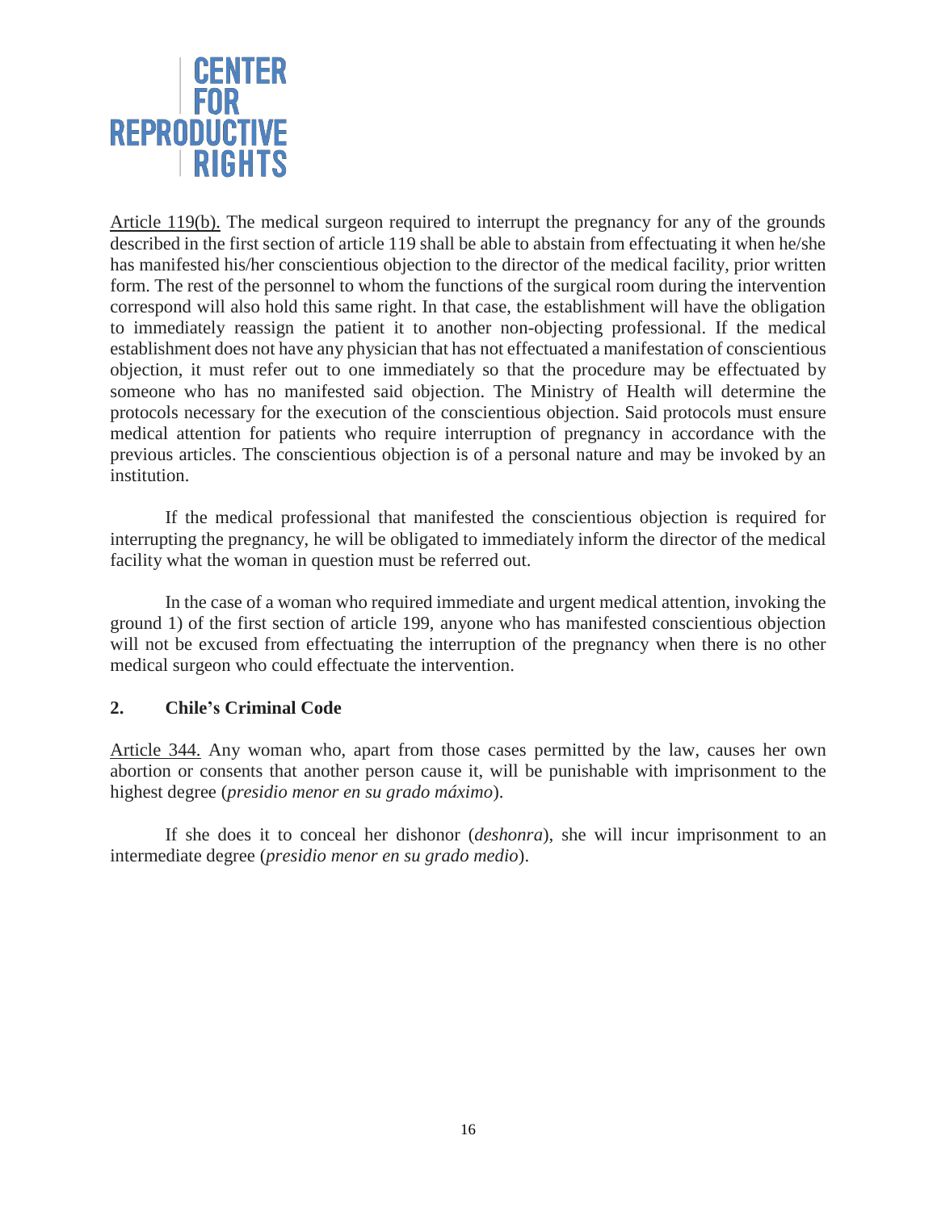Article 119(b). The medical surgeon required to interrupt the pregnancy for any of the grounds described in the first section of article 119 shall be able to abstain from effectuating it when he/she has manifested his/her conscientious objection to the director of the medical facility, prior written form. The rest of the personnel to whom the functions of the surgical room during the intervention correspond will also hold this same right. In that case, the establishment will have the obligation to immediately reassign the patient it to another non-objecting professional. If the medical establishment does not have any physician that has not effectuated a manifestation of conscientious objection, it must refer out to one immediately so that the procedure may be effectuated by someone who has no manifested said objection. The Ministry of Health will determine the protocols necessary for the execution of the conscientious objection. Said protocols must ensure medical attention for patients who require interruption of pregnancy in accordance with the previous articles. The conscientious objection is of a personal nature and may be invoked by an institution.

If the medical professional that manifested the conscientious objection is required for interrupting the pregnancy, he will be obligated to immediately inform the director of the medical facility what the woman in question must be referred out.

In the case of a woman who required immediate and urgent medical attention, invoking the ground 1) of the first section of article 199, anyone who has manifested conscientious objection will not be excused from effectuating the interruption of the pregnancy when there is no other medical surgeon who could effectuate the intervention.

**2. Chile's Criminal Code**

Article 344. Any woman who, apart from those cases permitted by the law, causes her own abortion or consents that another person cause it, will be punishable with imprisonment to the highest degree (*presidio menor en su grado máximo*).

If she does it to conceal her dishonor (*deshonra*), she will incur imprisonment to an intermediate degree (*presidio menor en su grado medio*).